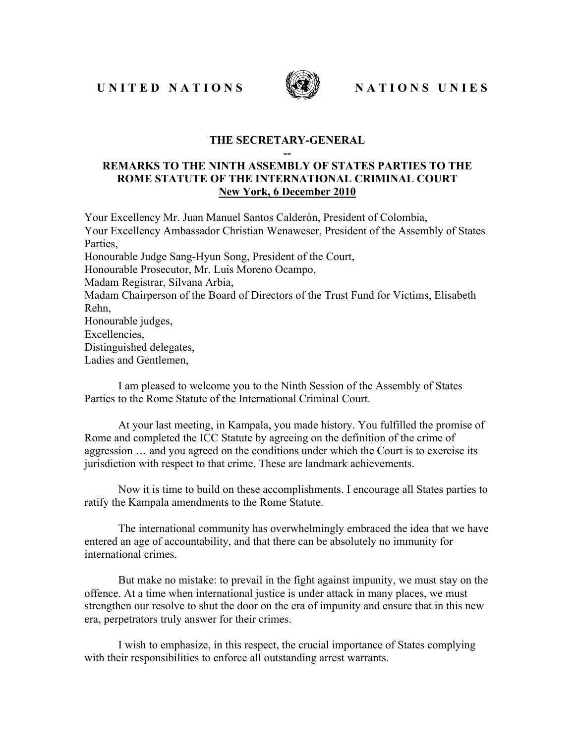UNITED NATIONS NATIONS UNIES

**THE SECRETARY-GENERAL**
**--**
**REMARKS TO THE NINTH ASSEMBLY OF STATES PARTIES TO THE ROME STATUTE OF THE INTERNATIONAL CRIMINAL COURT**
**New York, 6 December 2010**

Your Excellency Mr. Juan Manuel Santos Calderón, President of Colombia,
Your Excellency Ambassador Christian Wenaweser, President of the Assembly of States Parties,
Honourable Judge Sang-Hyun Song, President of the Court,
Honourable Prosecutor, Mr. Luis Moreno Ocampo,
Madam Registrar, Silvana Arbia,
Madam Chairperson of the Board of Directors of the Trust Fund for Victims, Elisabeth Rehn,
Honourable judges,
Excellencies,
Distinguished delegates,
Ladies and Gentlemen,

I am pleased to welcome you to the Ninth Session of the Assembly of States Parties to the Rome Statute of the International Criminal Court.

At your last meeting, in Kampala, you made history. You fulfilled the promise of Rome and completed the ICC Statute by agreeing on the definition of the crime of aggression … and you agreed on the conditions under which the Court is to exercise its jurisdiction with respect to that crime. These are landmark achievements.

Now it is time to build on these accomplishments. I encourage all States parties to ratify the Kampala amendments to the Rome Statute.

The international community has overwhelmingly embraced the idea that we have entered an age of accountability, and that there can be absolutely no immunity for international crimes.

But make no mistake: to prevail in the fight against impunity, we must stay on the offence. At a time when international justice is under attack in many places, we must strengthen our resolve to shut the door on the era of impunity and ensure that in this new era, perpetrators truly answer for their crimes.

I wish to emphasize, in this respect, the crucial importance of States complying with their responsibilities to enforce all outstanding arrest warrants.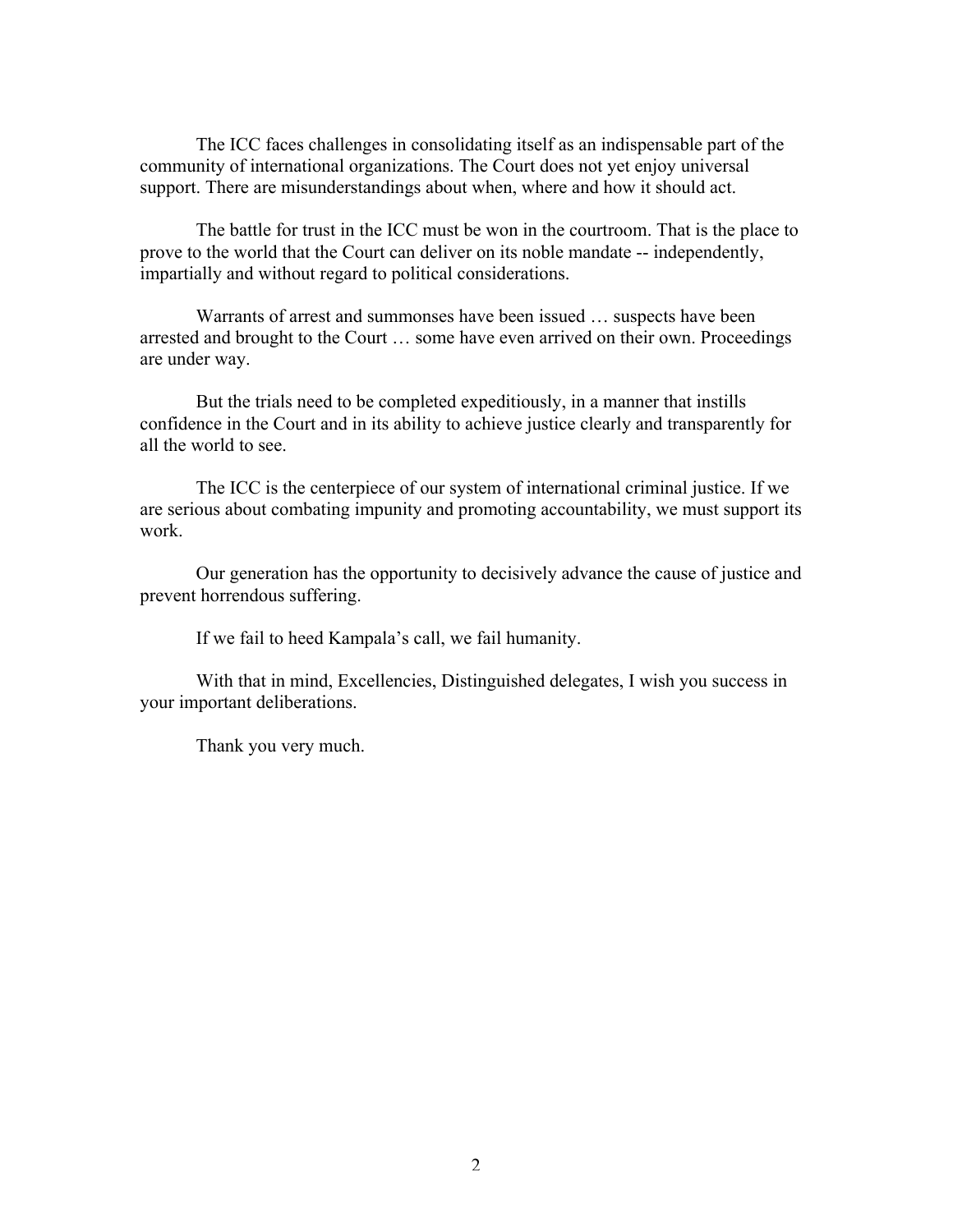The ICC faces challenges in consolidating itself as an indispensable part of the community of international organizations. The Court does not yet enjoy universal support. There are misunderstandings about when, where and how it should act.

The battle for trust in the ICC must be won in the courtroom. That is the place to prove to the world that the Court can deliver on its noble mandate -- independently, impartially and without regard to political considerations.

Warrants of arrest and summonses have been issued … suspects have been arrested and brought to the Court … some have even arrived on their own. Proceedings are under way.

But the trials need to be completed expeditiously, in a manner that instills confidence in the Court and in its ability to achieve justice clearly and transparently for all the world to see.

The ICC is the centerpiece of our system of international criminal justice. If we are serious about combating impunity and promoting accountability, we must support its work.

Our generation has the opportunity to decisively advance the cause of justice and prevent horrendous suffering.

If we fail to heed Kampala's call, we fail humanity.

With that in mind, Excellencies, Distinguished delegates, I wish you success in your important deliberations.

Thank you very much.